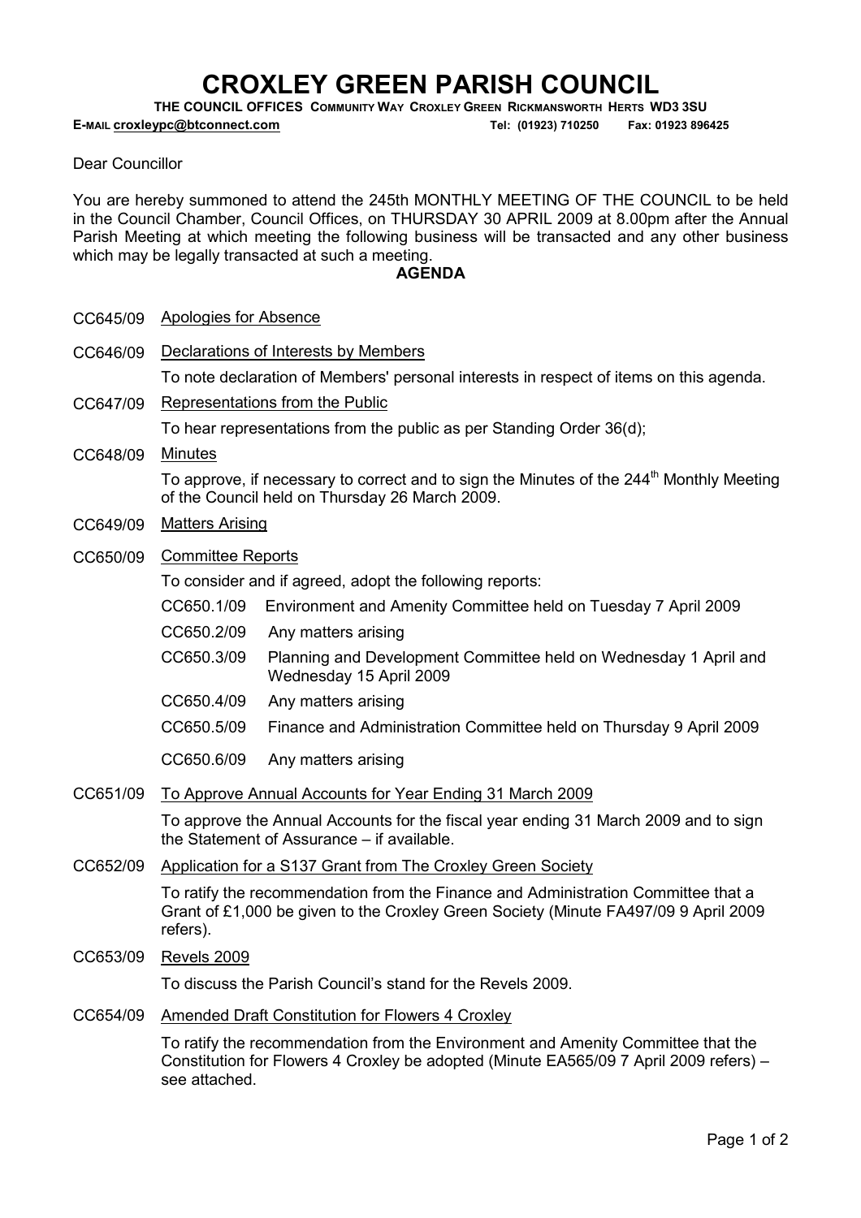# CROXLEY GREEN PARISH COUNCIL

**THE COUNCIL OFFICES COMMUNITY WAY CROXLEY GREEN RICKMANSWORTH HERTS WD3 3SU**

**E-MAIL croxleypc@btconnect.com** **Tel: (01923) 710250 Fax: 01923 896425**

Dear Councillor

You are hereby summoned to attend the 245th MONTHLY MEETING OF THE COUNCIL to be held in the Council Chamber, Council Offices, on THURSDAY 30 APRIL 2009 at 8.00pm after the Annual Parish Meeting at which meeting the following business will be transacted and any other business which may be legally transacted at such a meeting.

**AGENDA**

CC645/09 Apologies for Absence

CC646/09 Declarations of Interests by Members

To note declaration of Members' personal interests in respect of items on this agenda.

CC647/09 Representations from the Public

To hear representations from the public as per Standing Order 36(d);

CC648/09 Minutes

To approve, if necessary to correct and to sign the Minutes of the 244th Monthly Meeting of the Council held on Thursday 26 March 2009.

CC649/09 Matters Arising

CC650/09 Committee Reports

To consider and if agreed, adopt the following reports:

- CC650.1/09 Environment and Amenity Committee held on Tuesday 7 April 2009
- CC650.2/09 Any matters arising
- CC650.3/09 Planning and Development Committee held on Wednesday 1 April and Wednesday 15 April 2009
- CC650.4/09 Any matters arising
- CC650.5/09 Finance and Administration Committee held on Thursday 9 April 2009
- CC650.6/09 Any matters arising

CC651/09 To Approve Annual Accounts for Year Ending 31 March 2009

To approve the Annual Accounts for the fiscal year ending 31 March 2009 and to sign the Statement of Assurance – if available.

CC652/09 Application for a S137 Grant from The Croxley Green Society

To ratify the recommendation from the Finance and Administration Committee that a Grant of £1,000 be given to the Croxley Green Society (Minute FA497/09 9 April 2009 refers).

CC653/09 Revels 2009

To discuss the Parish Council's stand for the Revels 2009.

CC654/09 Amended Draft Constitution for Flowers 4 Croxley

To ratify the recommendation from the Environment and Amenity Committee that the Constitution for Flowers 4 Croxley be adopted (Minute EA565/09 7 April 2009 refers) – see attached.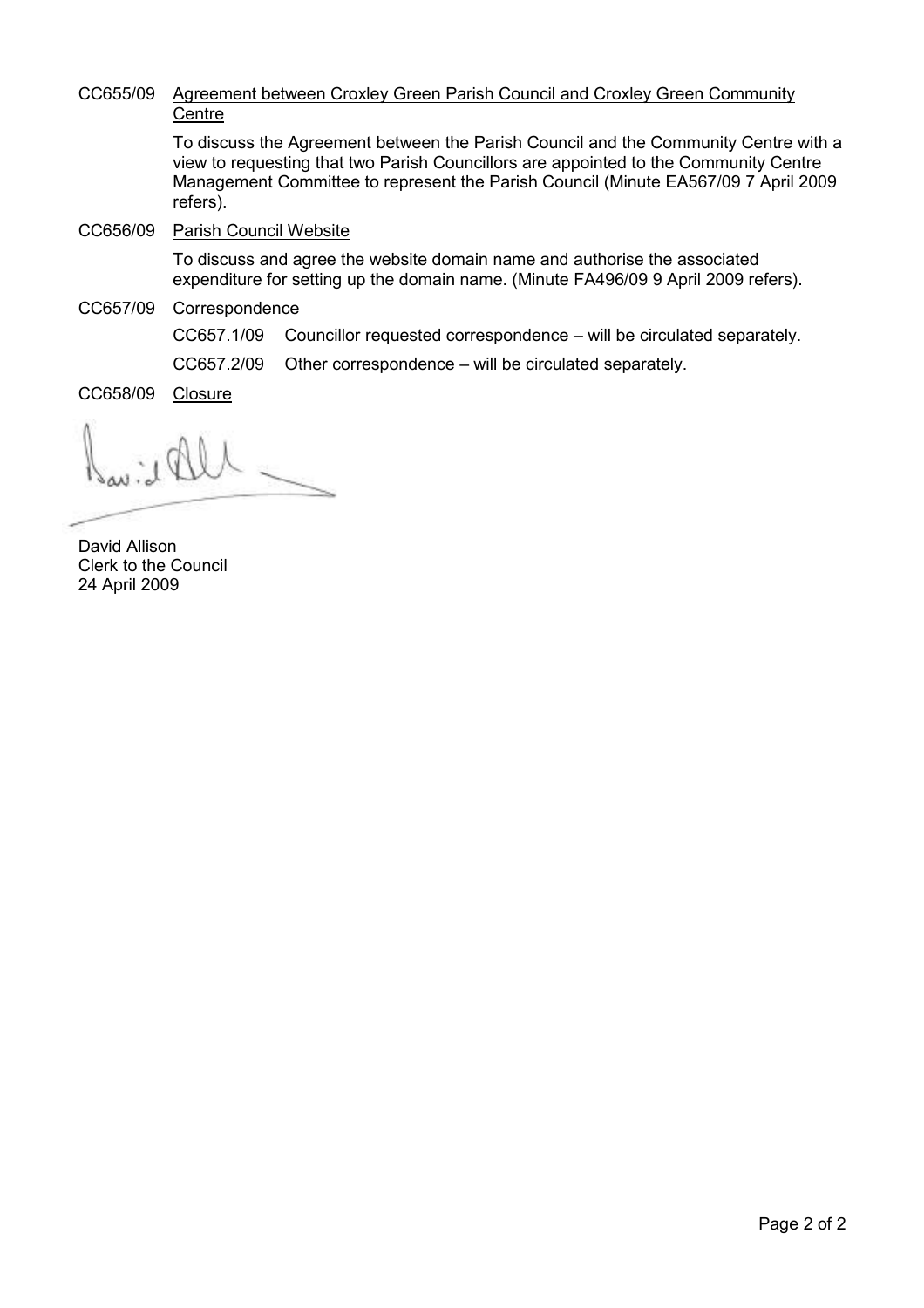CC655/09 Agreement between Croxley Green Parish Council and Croxley Green Community Centre

To discuss the Agreement between the Parish Council and the Community Centre with a view to requesting that two Parish Councillors are appointed to the Community Centre Management Committee to represent the Parish Council (Minute EA567/09 7 April 2009 refers).

CC656/09 Parish Council Website

To discuss and agree the website domain name and authorise the associated expenditure for setting up the domain name. (Minute FA496/09 9 April 2009 refers).

CC657/09 Correspondence

CC657.1/09 Councillor requested correspondence – will be circulated separately.

CC657.2/09 Other correspondence – will be circulated separately.

CC658/09 Closure

David Allison
Clerk to the Council
24 April 2009